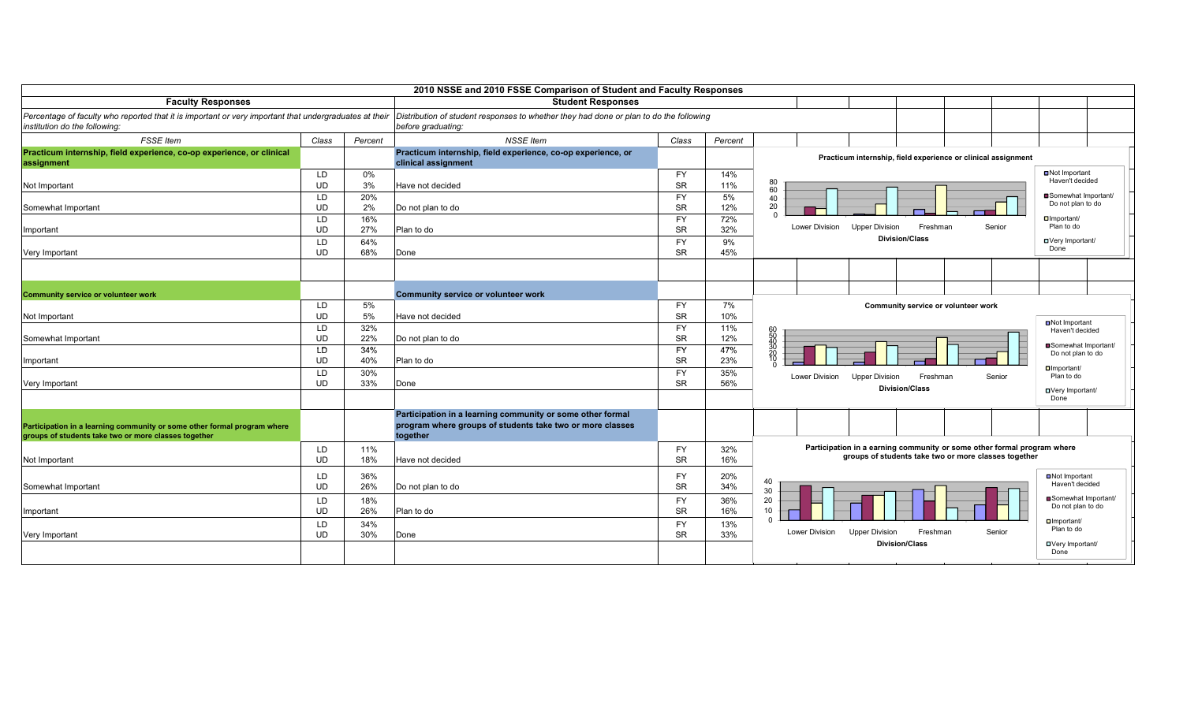# 2010 NSSE and 2010 FSSE Comparison of Student and Faculty Responses

| **Faculty Responses** | | | **Student Responses** | | |
|---|---|---|---|---|---|
| *Percentage of faculty who reported that it is important or very important that undergraduates at their institution do the following:* | | | *Distribution of student responses to whether they had done or plan to do the following before graduating:* | | |
| *FSSE Item* | *Class* | *Percent* | *NSSE Item* | *Class* | *Percent* |
| **Practicum internship, field experience, co-op experience, or clinical assignment** | | | **Practicum internship, field experience, co-op experience, or clinical assignment** | | |
| Not Important | LD | 0% | Have not decided | FY | 14% |
| | UD | 3% | | SR | 11% |
| Somewhat Important | LD | 20% | Do not plan to do | FY | 5% |
| | UD | 2% | | SR | 12% |
| Important | LD | 16% | Plan to do | FY | 72% |
| | UD | 27% | | SR | 32% |
| Very Important | LD | 64% | Done | FY | 9% |
| | UD | 68% | | SR | 45% |
| **Community service or volunteer work** | | | **Community service or volunteer work** | | |
| Not Important | LD | 5% | Have not decided | FY | 7% |
| | UD | 5% | | SR | 10% |
| Somewhat Important | LD | 32% | Do not plan to do | FY | 11% |
| | UD | 22% | | SR | 12% |
| Important | LD | 34% | Plan to do | FY | 47% |
| | UD | 40% | | SR | 23% |
| Very Important | LD | 30% | Done | FY | 35% |
| | UD | 33% | | SR | 56% |
| **Participation in a learning community or some other formal program where groups of students take two or more classes together** | | | **Participation in a learning community or some other formal program where groups of students take two or more classes together** | | |
| Not Important | LD | 11% | Have not decided | FY | 32% |
| | UD | 18% | | SR | 16% |
| Somewhat Important | LD | 36% | Do not plan to do | FY | 20% |
| | UD | 26% | | SR | 34% |
| Important | LD | 18% | Plan to do | FY | 36% |
| | UD | 26% | | SR | 16% |
| Very Important | LD | 34% | Done | FY | 13% |
| | UD | 30% | | SR | 33% |

**Practicum internship, field experience or clinical assignment**

Division/Class: Lower Division, Upper Division, Freshman, Senior

Legend: Not Important/Haven't decided; Somewhat Important/Do not plan to do; Important/Plan to do; Very Important/Done

**Community service or volunteer work**

Division/Class: Lower Division, Upper Division, Freshman, Senior

Legend: Not Important/Haven't decided; Somewhat Important/Do not plan to do; Important/Plan to do; Very Important/Done

**Participation in a earning community or some other formal program where groups of students take two or more classes together**

Division/Class: Lower Division, Upper Division, Freshman, Senior

Legend: Not Important/Haven't decided; Somewhat Important/Do not plan to do; Important/Plan to do; Very Important/Done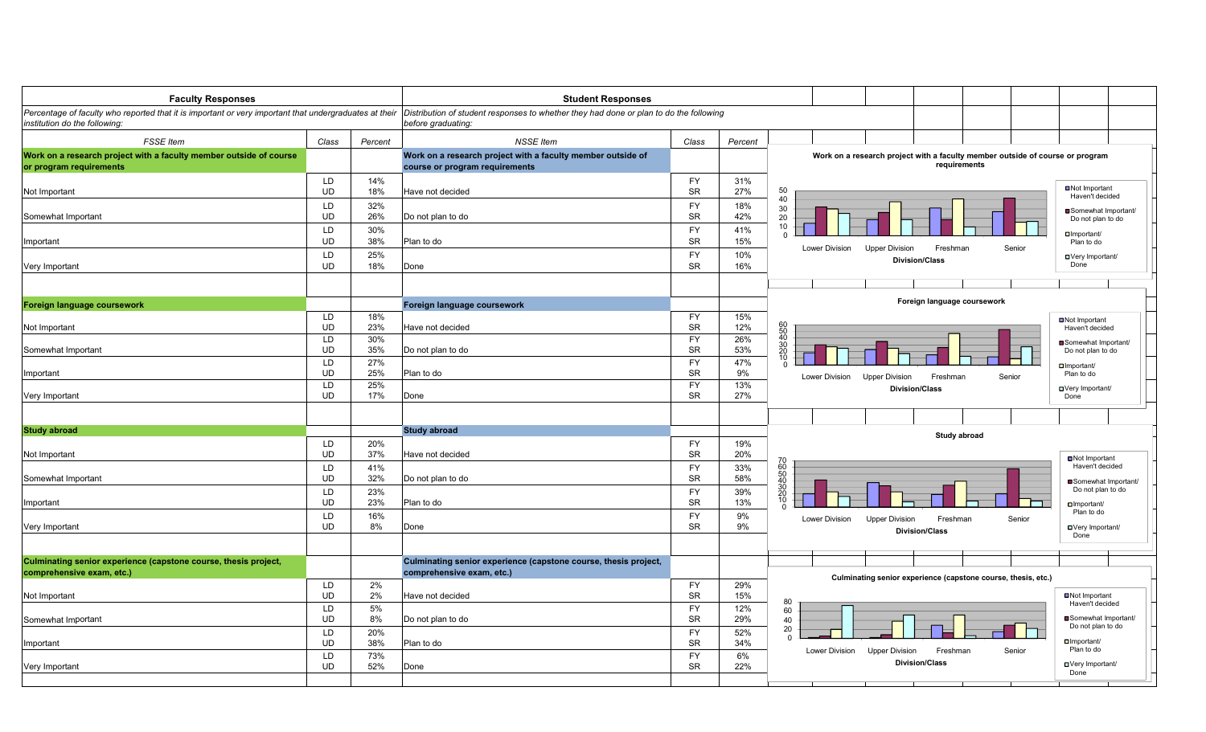| **Faculty Responses** | | | **Student Responses** | | |
|---|---|---|---|---|---|
| *Percentage of faculty who reported that it is important or very important that undergraduates at their institution do the following:* | | | *Distribution of student responses to whether they had done or plan to do the following before graduating:* | | |
| *FSSE Item* | *Class* | *Percent* | *NSSE Item* | *Class* | *Percent* |
| **Work on a research project with a faculty member outside of course or program requirements** | | | **Work on a research project with a faculty member outside of course or program requirements** | | |
| Not Important | LD<br>UD | 14%<br>18% | Have not decided | FY<br>SR | 31%<br>27% |
| Somewhat Important | LD<br>UD | 32%<br>26% | Do not plan to do | FY<br>SR | 18%<br>42% |
| Important | LD<br>UD | 30%<br>38% | Plan to do | FY<br>SR | 41%<br>15% |
| Very Important | LD<br>UD | 25%<br>18% | Done | FY<br>SR | 10%<br>16% |
| **Foreign language coursework** | | | **Foreign language coursework** | | |
| Not Important | LD<br>UD | 18%<br>23% | Have not decided | FY<br>SR | 15%<br>12% |
| Somewhat Important | LD<br>UD | 30%<br>35% | Do not plan to do | FY<br>SR | 26%<br>53% |
| Important | LD<br>UD | 27%<br>25% | Plan to do | FY<br>SR | 47%<br>9% |
| Very Important | LD<br>UD | 25%<br>17% | Done | FY<br>SR | 13%<br>27% |
| **Study abroad** | | | **Study abroad** | | |
| Not Important | LD<br>UD | 20%<br>37% | Have not decided | FY<br>SR | 19%<br>20% |
| Somewhat Important | LD<br>UD | 41%<br>32% | Do not plan to do | FY<br>SR | 33%<br>58% |
| Important | LD<br>UD | 23%<br>23% | Plan to do | FY<br>SR | 39%<br>13% |
| Very Important | LD<br>UD | 16%<br>8% | Done | FY<br>SR | 9%<br>9% |
| **Culminating senior experience (capstone course, thesis project, comprehensive exam, etc.)** | | | **Culminating senior experience (capstone course, thesis project, comprehensive exam, etc.)** | | |
| Not Important | LD<br>UD | 2%<br>2% | Have not decided | FY<br>SR | 29%<br>15% |
| Somewhat Important | LD<br>UD | 5%<br>8% | Do not plan to do | FY<br>SR | 12%<br>29% |
| Important | LD<br>UD | 20%<br>38% | Plan to do | FY<br>SR | 52%<br>34% |
| Very Important | LD<br>UD | 73%<br>52% | Done | FY<br>SR | 6%<br>22% |

**Work on a research project with a faculty member outside of course or program requirements**

Division/Class: Lower Division, Upper Division, Freshman, Senior

Legend: Not Important / Haven't decided; Somewhat Important / Do not plan to do; Important / Plan to do; Very Important / Done

**Foreign language coursework**

Division/Class: Lower Division, Upper Division, Freshman, Senior

Legend: Not Important / Haven't decided; Somewhat Important / Do not plan to do; Important / Plan to do; Very Important / Done

**Study abroad**

Division/Class: Lower Division, Upper Division, Freshman, Senior

Legend: Not Important / Haven't decided; Somewhat Important / Do not plan to do; Important / Plan to do; Very Important / Done

**Culminating senior experience (capstone course, thesis, etc.)**

Division/Class: Lower Division, Upper Division, Freshman, Senior

Legend: Not Important / Haven't decided; Somewhat Important / Do not plan to do; Important / Plan to do; Very Important / Done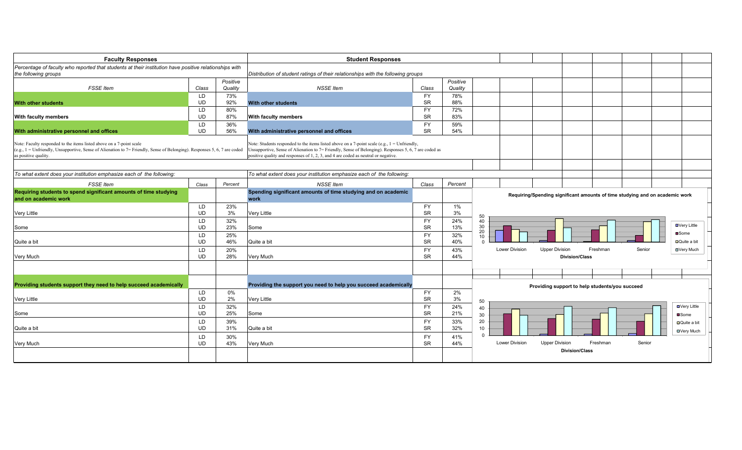## Faculty Responses

*Percentage of faculty who reported that students at their institution have positive relationships with the following groups*

| *FSSE Item* | *Class* | *Positive Quality* |
|---|---|---|
| **With other students** | LD | 73% |
| | UD | 92% |
| **With faculty members** | LD | 80% |
| | UD | 87% |
| **With administrative personnel and offices** | LD | 36% |
| | UD | 56% |

Note: Faculty responded to the items listed above on a 7-point scale (e.g., 1 = Unfriendly, Unsupportive, Sense of Alienation to 7= Friendly, Sense of Belonging). Responses 5, 6, 7 are coded as positive quality.

## Student Responses

*Distribution of student ratings of their relationships with the following groups*

| *NSSE Item* | *Class* | *Positive Quality* |
|---|---|---|
| **With other students** | FY | 78% |
| | SR | 88% |
| **With faculty members** | FY | 72% |
| | SR | 83% |
| **With administrative personnel and offices** | FY | 59% |
| | SR | 54% |

Note: Students responded to the items listed above on a 7-point scale (e.g., 1 = Unfriendly, Unsupportive, Sense of Alienation to 7= Friendly, Sense of Belonging). Responses 5, 6, 7 are coded as positive quality and responses of 1, 2, 3, and 4 are coded as neutral or negative.

*To what extent does your institution emphasize each of the following:*

| *FSSE Item* | *Class* | *Percent* | *NSSE Item* | *Class* | *Percent* |
|---|---|---|---|---|---|
| **Requiring students to spend significant amounts of time studying and on academic work** | | | **Spending significant amounts of time studying and on academic work** | | |
| Very Little | LD | 23% | Very Little | FY | 1% |
| | UD | 3% | | SR | 3% |
| Some | LD | 32% | Some | FY | 24% |
| | UD | 23% | | SR | 13% |
| Quite a bit | LD | 25% | Quite a bit | FY | 32% |
| | UD | 46% | | SR | 40% |
| Very Much | LD | 20% | Very Much | FY | 43% |
| | UD | 28% | | SR | 44% |
| **Providing students support they need to help succeed academically** | | | **Providing the support you need to help you succeed academically** | | |
| Very Little | LD | 0% | Very Little | FY | 2% |
| | UD | 2% | | SR | 3% |
| Some | LD | 32% | Some | FY | 24% |
| | UD | 25% | | SR | 21% |
| Quite a bit | LD | 39% | Quite a bit | FY | 33% |
| | UD | 31% | | SR | 32% |
| Very Much | LD | 30% | Very Much | FY | 41% |
| | UD | 43% | | SR | 44% |

**Requiring/Spending significant amounts of time studying and on academic work**

Division/Class: Lower Division, Upper Division, Freshman, Senior. Legend: Very Little, Some, Quite a bit, Very Much.

**Providing support to help students/you succeed**

Division/Class: Lower Division, Upper Division, Freshman, Senior. Legend: Very Little, Some, Quite a bit, Very Much.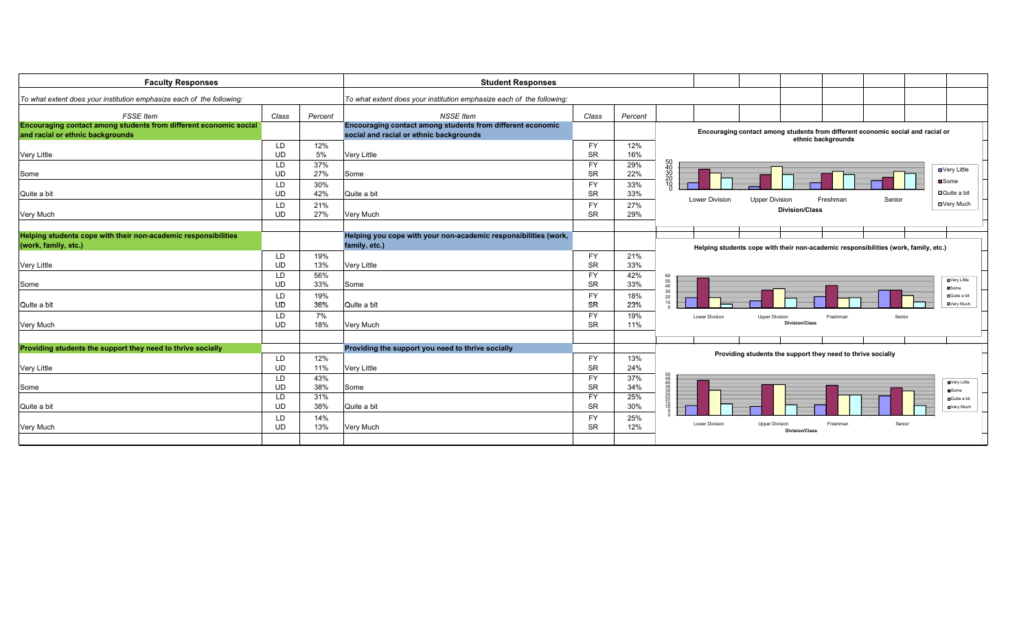| **Faculty Responses** | | | **Student Responses** | | |
|---|---|---|---|---|---|
| *To what extent does your institution emphasize each of the following:* | | | *To what extent does your institution emphasize each of the following:* | | |
| *FSSE Item* | *Class* | *Percent* | *NSSE Item* | *Class* | *Percent* |
| **Encouraging contact among students from different economic social and racial or ethnic backgrounds** | | | **Encouraging contact among students from different economic social and racial or ethnic backgrounds** | | |
| Very Little | LD | 12% | Very Little | FY | 12% |
| | UD | 5% | | SR | 16% |
| Some | LD | 37% | Some | FY | 29% |
| | UD | 27% | | SR | 22% |
| Quite a bit | LD | 30% | Quite a bit | FY | 33% |
| | UD | 42% | | SR | 33% |
| Very Much | LD | 21% | Very Much | FY | 27% |
| | UD | 27% | | SR | 29% |
| **Helping students cope with their non-academic responsibilities (work, family, etc.)** | | | **Helping you cope with your non-academic responsibilities (work, family, etc.)** | | |
| Very Little | LD | 19% | Very Little | FY | 21% |
| | UD | 13% | | SR | 33% |
| Some | LD | 56% | Some | FY | 42% |
| | UD | 33% | | SR | 33% |
| Quite a bit | LD | 19% | Quite a bit | FY | 18% |
| | UD | 36% | | SR | 23% |
| Very Much | LD | 7% | Very Much | FY | 19% |
| | UD | 18% | | SR | 11% |
| **Providing students the support they need to thrive socially** | | | **Providing the support you need to thrive socially** | | |
| Very Little | LD | 12% | Very Little | FY | 13% |
| | UD | 11% | | SR | 24% |
| Some | LD | 43% | Some | FY | 37% |
| | UD | 38% | | SR | 34% |
| Quite a bit | LD | 31% | Quite a bit | FY | 25% |
| | UD | 38% | | SR | 30% |
| Very Much | LD | 14% | Very Much | FY | 25% |
| | UD | 13% | | SR | 12% |

Encouraging contact among students from different economic social and racial or ethnic backgrounds

Helping students cope with their non-academic responsibilities (work, family, etc.)

Providing students the support they need to thrive socially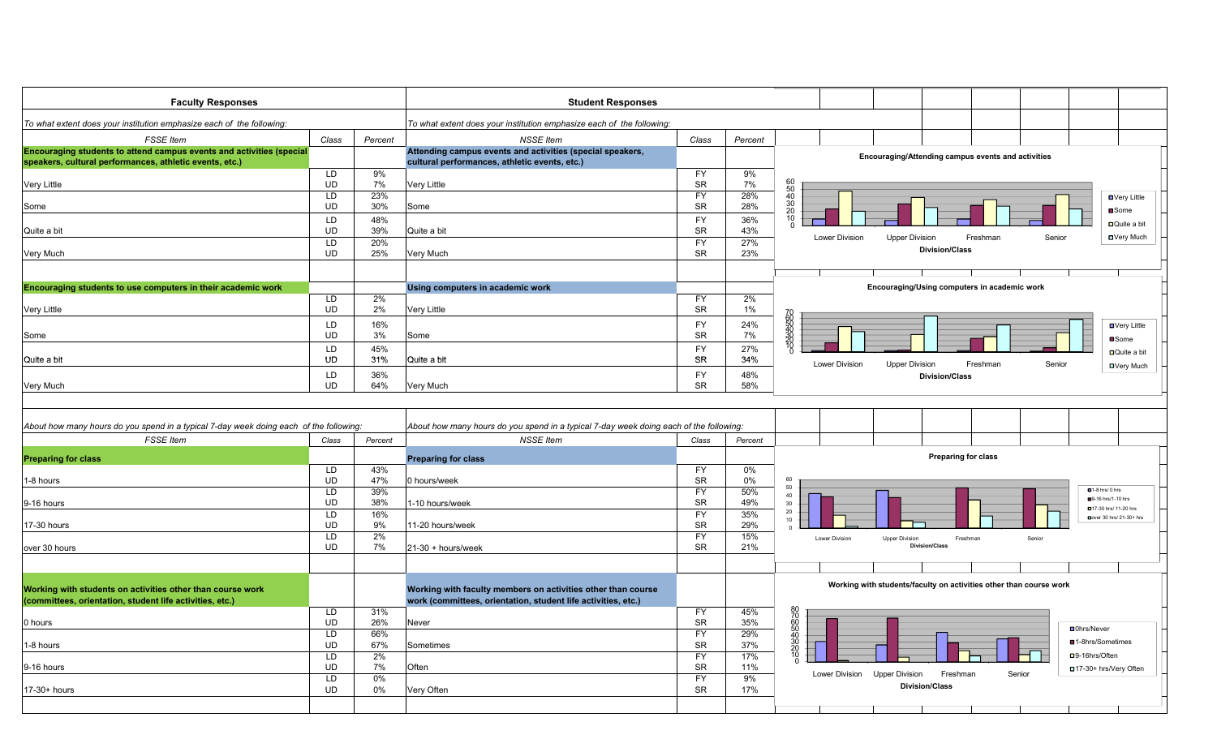## Faculty Responses / Student Responses

*To what extent does your institution emphasize each of the following:*

| FSSE Item | Class | Percent | NSSE Item | Class | Percent |
|---|---|---|---|---|---|
| **Encouraging students to attend campus events and activities (special speakers, cultural performances, athletic events, etc.)** | | | **Attending campus events and activities (special speakers, cultural performances, athletic events, etc.)** | | |
| Very Little | LD | 9% | Very Little | FY | 9% |
| | UD | 7% | | SR | 7% |
| Some | LD | 23% | Some | FY | 28% |
| | UD | 30% | | SR | 28% |
| Quite a bit | LD | 48% | Quite a bit | FY | 36% |
| | UD | 39% | | SR | 43% |
| Very Much | LD | 20% | Very Much | FY | 27% |
| | UD | 25% | | SR | 23% |
| **Encouraging students to use computers in their academic work** | | | **Using computers in academic work** | | |
| Very Little | LD | 2% | Very Little | FY | 2% |
| | UD | 2% | | SR | 1% |
| Some | LD | 16% | Some | FY | 24% |
| | UD | 3% | | SR | 7% |
| Quite a bit | LD | 45% | Quite a bit | FY | 27% |
| | UD | 31% | | SR | 34% |
| Very Much | LD | 36% | Very Much | FY | 48% |
| | UD | 64% | | SR | 58% |

**Encouraging/Attending campus events and activities** (chart: Division/Class — Lower Division, Upper Division, Freshman, Senior; Very Little, Some, Quite a bit, Very Much)

**Encouraging/Using computers in academic work** (chart: Division/Class — Lower Division, Upper Division, Freshman, Senior; Very Little, Some, Quite a bit, Very Much)

*About how many hours do you spend in a typical 7-day week doing each of the following:* / *About how many hours do you spend in a typical 7-day week doing each of the following:*

| FSSE Item | Class | Percent | NSSE Item | Class | Percent |
|---|---|---|---|---|---|
| **Preparing for class** | | | **Preparing for class** | | |
| 1-8 hours | LD | 43% | 0 hours/week | FY | 0% |
| | UD | 47% | | SR | 0% |
| 9-16 hours | LD | 39% | 1-10 hours/week | FY | 50% |
| | UD | 38% | | SR | 49% |
| 17-30 hours | LD | 16% | 11-20 hours/week | FY | 35% |
| | UD | 9% | | SR | 29% |
| over 30 hours | LD | 2% | 21-30 + hours/week | FY | 15% |
| | UD | 7% | | SR | 21% |
| **Working with students on activities other than course work (committees, orientation, student life activities, etc.)** | | | **Working with faculty members on activities other than course work (committees, orientation, student life activities, etc.)** | | |
| 0 hours | LD | 31% | Never | FY | 45% |
| | UD | 26% | | SR | 35% |
| 1-8 hours | LD | 66% | Sometimes | FY | 29% |
| | UD | 67% | | SR | 37% |
| 9-16 hours | LD | 2% | Often | FY | 17% |
| | UD | 7% | | SR | 11% |
| 17-30+ hours | LD | 0% | Very Often | FY | 9% |
| | UD | 0% | | SR | 17% |

**Preparing for class** (chart: Division/Class — Lower Division, Upper Division, Freshman, Senior; 1-8 hrs/ 0 hrs, 9-16 hrs/1-10 hrs, 17-30 hrs/ 11-20 hrs, over 30 hrs/ 21-30+ hrs)

**Working with students/faculty on activities other than course work** (chart: Division/Class — Lower Division, Upper Division, Freshman, Senior; 0hrs/Never, 1-8hrs/Sometimes, 9-16hrs/Often, 17-30+ hrs/Very Often)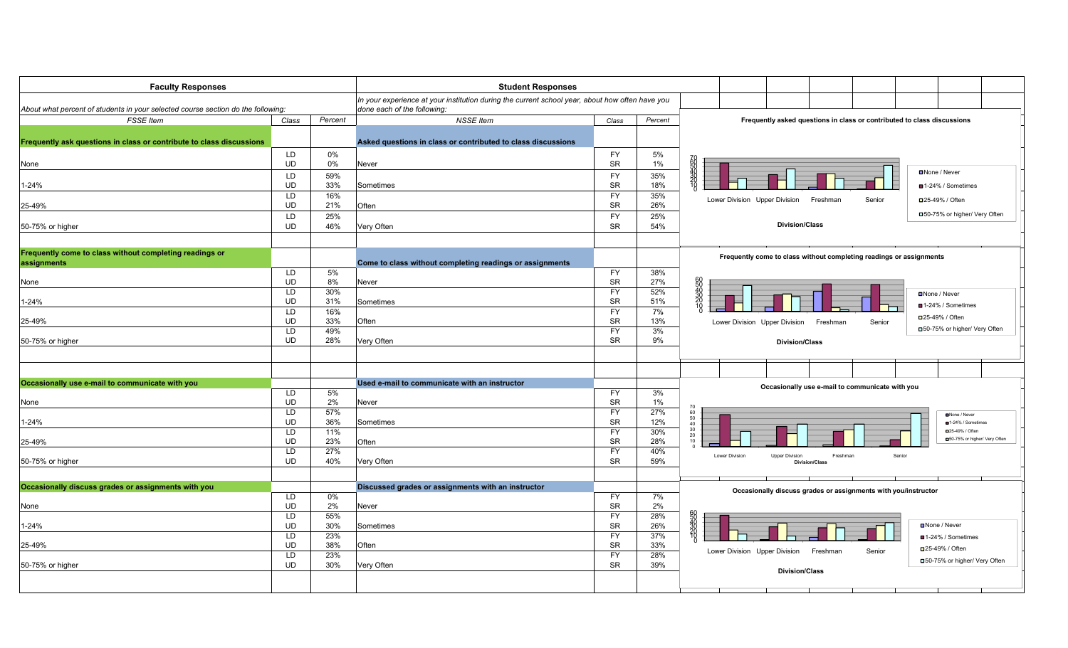| **Faculty Responses** | | | **Student Responses** | | |
|---|---|---|---|---|---|
| *About what percent of students in your selected course section do the following:* | | | *In your experience at your institution during the current school year, about how often have you done each of the following:* | | |
| *FSSE Item* | *Class* | *Percent* | *NSSE Item* | *Class* | *Percent* |
| **Frequently ask questions in class or contribute to class discussions** | | | **Asked questions in class or contributed to class discussions** | | |
| None | LD<br>UD | 0%<br>0% | Never | FY<br>SR | 5%<br>1% |
| 1-24% | LD<br>UD | 59%<br>33% | Sometimes | FY<br>SR | 35%<br>18% |
| 25-49% | LD<br>UD | 16%<br>21% | Often | FY<br>SR | 35%<br>26% |
| 50-75% or higher | LD<br>UD | 25%<br>46% | Very Often | FY<br>SR | 25%<br>54% |
| **Frequently come to class without completing readings or assignments** | | | **Come to class without completing readings or assignments** | | |
| None | LD<br>UD | 5%<br>8% | Never | FY<br>SR | 38%<br>27% |
| 1-24% | LD<br>UD | 30%<br>31% | Sometimes | FY<br>SR | 52%<br>51% |
| 25-49% | LD<br>UD | 16%<br>33% | Often | FY<br>SR | 7%<br>13% |
| 50-75% or higher | LD<br>UD | 49%<br>28% | Very Often | FY<br>SR | 3%<br>9% |
| **Occasionally use e-mail to communicate with you** | | | **Used e-mail to communicate with an instructor** | | |
| None | LD<br>UD | 5%<br>2% | Never | FY<br>SR | 3%<br>1% |
| 1-24% | LD<br>UD | 57%<br>36% | Sometimes | FY<br>SR | 27%<br>12% |
| 25-49% | LD<br>UD | 11%<br>23% | Often | FY<br>SR | 30%<br>28% |
| 50-75% or higher | LD<br>UD | 27%<br>40% | Very Often | FY<br>SR | 40%<br>59% |
| **Occasionally discuss grades or assignments with you** | | | **Discussed grades or assignments with an instructor** | | |
| None | LD<br>UD | 0%<br>2% | Never | FY<br>SR | 7%<br>2% |
| 1-24% | LD<br>UD | 55%<br>30% | Sometimes | FY<br>SR | 28%<br>26% |
| 25-49% | LD<br>UD | 23%<br>38% | Often | FY<br>SR | 37%<br>33% |
| 50-75% or higher | LD<br>UD | 23%<br>30% | Very Often | FY<br>SR | 28%<br>39% |

**Frequently asked questions in class or contributed to class discussions**

Division/Class: Lower Division, Upper Division, Freshman, Senior

Legend: None / Never; 1-24% / Sometimes; 25-49% / Often; 50-75% or higher/ Very Often

**Frequently come to class without completing readings or assignments**

Division/Class: Lower Division, Upper Division, Freshman, Senior

Legend: None / Never; 1-24% / Sometimes; 25-49% / Often; 50-75% or higher/ Very Often

**Occasionally use e-mail to communicate with you**

Division/Class: Lower Division, Upper Division, Freshman, Senior

Legend: None / Never; 1-24% / Sometimes; 25-49% / Often; 50-75% or higher/ Very Often

**Occasionally discuss grades or assignments with you/instructor**

Division/Class: Lower Division, Upper Division, Freshman, Senior

Legend: None / Never; 1-24% / Sometimes; 25-49% / Often; 50-75% or higher/ Very Often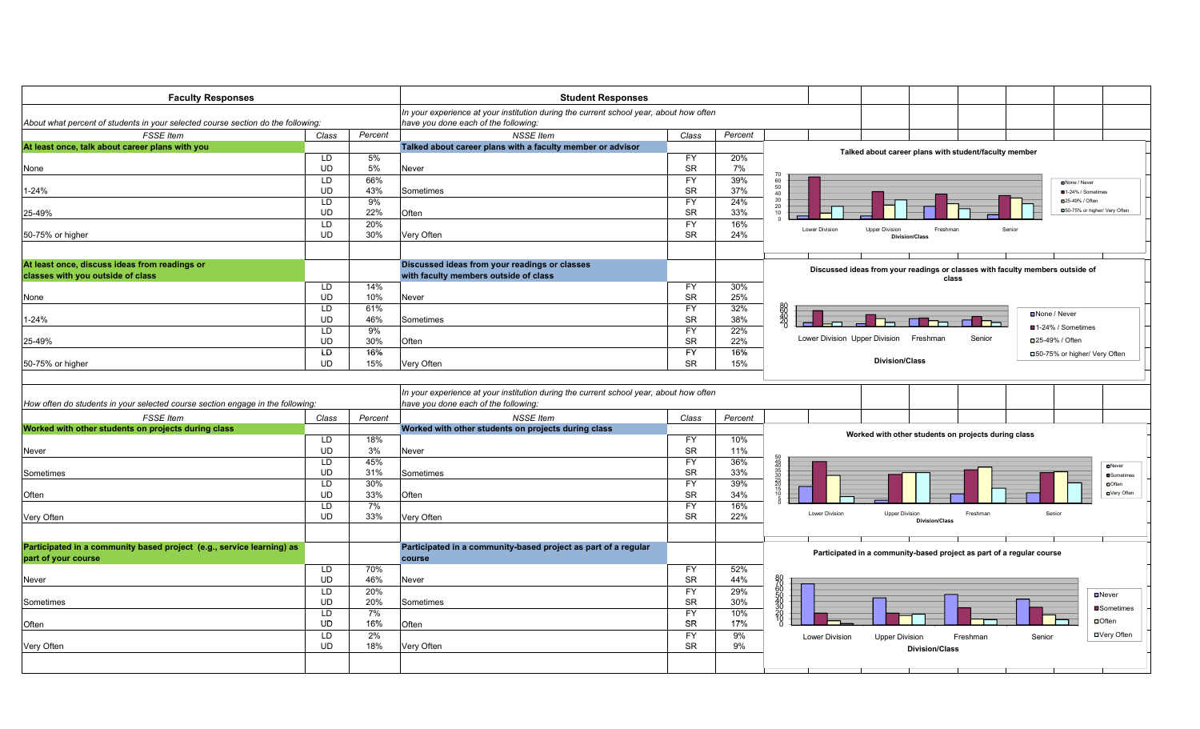| Faculty Responses | | | Student Responses | | |
|---|---|---|---|---|---|
| *About what percent of students in your selected course section do the following:* | | | *In your experience at your institution during the current school year, about how often have you done each of the following:* | | |
| *FSSE Item* | *Class* | *Percent* | *NSSE Item* | *Class* | *Percent* |
| **At least once, talk about career plans with you** | | | **Talked about career plans with a faculty member or advisor** | | |
| None | LD | 5% | Never | FY | 20% |
| | UD | 5% | | SR | 7% |
| 1-24% | LD | 66% | Sometimes | FY | 39% |
| | UD | 43% | | SR | 37% |
| 25-49% | LD | 9% | Often | FY | 24% |
| | UD | 22% | | SR | 33% |
| 50-75% or higher | LD | 20% | Very Often | FY | 16% |
| | UD | 30% | | SR | 24% |
| **At least once, discuss ideas from readings or classes with you outside of class** | | | **Discussed ideas from your readings or classes with faculty members outside of class** | | |
| None | LD | 14% | Never | FY | 30% |
| | UD | 10% | | SR | 25% |
| 1-24% | LD | 61% | Sometimes | FY | 32% |
| | UD | 46% | | SR | 38% |
| 25-49% | LD | 9% | Often | FY | 22% |
| | UD | 30% | | SR | 22% |
| 50-75% or higher | LD | 16% | Very Often | FY | 16% |
| | UD | 15% | | SR | 15% |

| Faculty Responses | | | Student Responses | | |
|---|---|---|---|---|---|
| *How often do students in your selected course section engage in the following:* | | | *In your experience at your institution during the current school year, about how often have you done each of the following:* | | |
| *FSSE Item* | *Class* | *Percent* | *NSSE Item* | *Class* | *Percent* |
| **Worked with other students on projects during class** | | | **Worked with other students on projects during class** | | |
| Never | LD | 18% | Never | FY | 10% |
| | UD | 3% | | SR | 11% |
| Sometimes | LD | 45% | Sometimes | FY | 36% |
| | UD | 31% | | SR | 33% |
| Often | LD | 30% | Often | FY | 39% |
| | UD | 33% | | SR | 34% |
| Very Often | LD | 7% | Very Often | FY | 16% |
| | UD | 33% | | SR | 22% |
| **Participated in a community based project (e.g., service learning) as part of your course** | | | **Participated in a community-based project as part of a regular course** | | |
| Never | LD | 70% | Never | FY | 52% |
| | UD | 46% | | SR | 44% |
| Sometimes | LD | 20% | Sometimes | FY | 29% |
| | UD | 20% | | SR | 30% |
| Often | LD | 7% | Often | FY | 10% |
| | UD | 16% | | SR | 17% |
| Very Often | LD | 2% | Very Often | FY | 9% |
| | UD | 18% | | SR | 9% |

Talked about career plans with student/faculty member

Discussed ideas from your readings or classes with faculty members outside of class

Worked with other students on projects during class

Participated in a community-based project as part of a regular course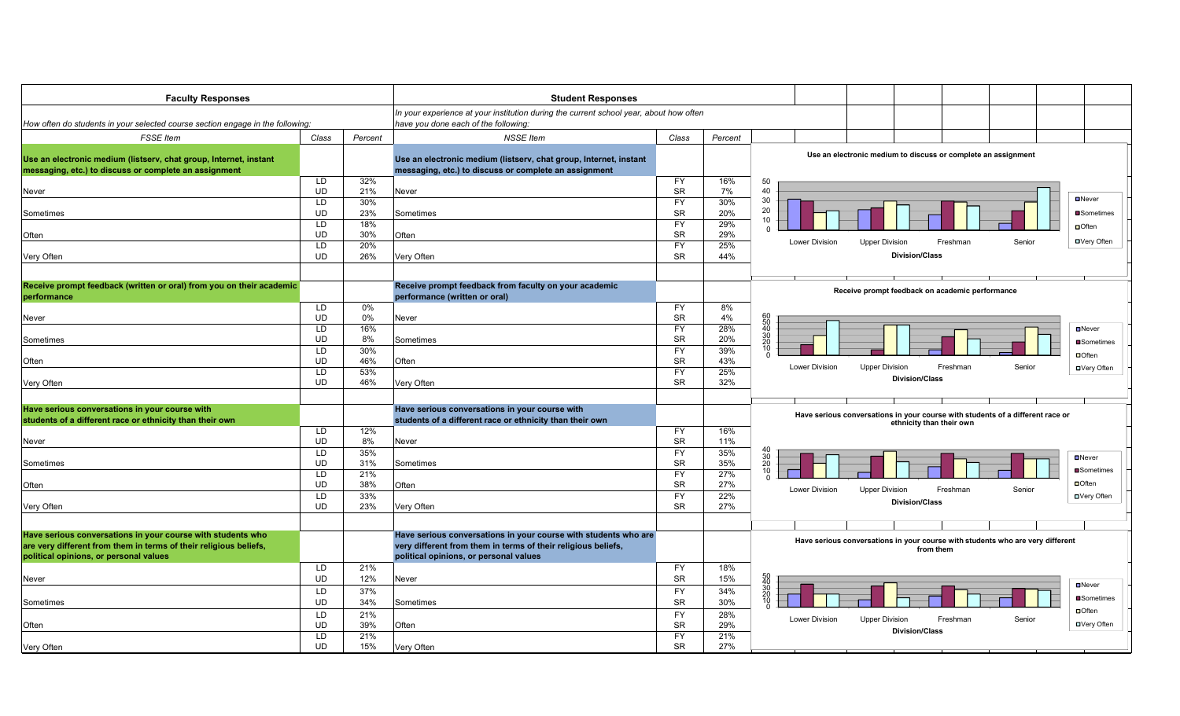| **Faculty Responses** | | | **Student Responses** | | |
|---|---|---|---|---|---|
| *How often do students in your selected course section engage in the following:* | | | *In your experience at your institution during the current school year, about how often have you done each of the following:* | | |
| *FSSE Item* | *Class* | *Percent* | *NSSE Item* | *Class* | *Percent* |
| **Use an electronic medium (listserv, chat group, Internet, instant messaging, etc.) to discuss or complete an assignment** | | | **Use an electronic medium (listserv, chat group, Internet, instant messaging, etc.) to discuss or complete an assignment** | | |
| Never | LD | 32% | Never | FY | 16% |
| | UD | 21% | | SR | 7% |
| Sometimes | LD | 30% | Sometimes | FY | 30% |
| | UD | 23% | | SR | 20% |
| Often | LD | 18% | Often | FY | 29% |
| | UD | 30% | | SR | 29% |
| Very Often | LD | 20% | Very Often | FY | 25% |
| | UD | 26% | | SR | 44% |
| **Receive prompt feedback (written or oral) from you on their academic performance** | | | **Receive prompt feedback from faculty on your academic performance (written or oral)** | | |
| Never | LD | 0% | Never | FY | 8% |
| | UD | 0% | | SR | 4% |
| Sometimes | LD | 16% | Sometimes | FY | 28% |
| | UD | 8% | | SR | 20% |
| Often | LD | 30% | Often | FY | 39% |
| | UD | 46% | | SR | 43% |
| Very Often | LD | 53% | Very Often | FY | 25% |
| | UD | 46% | | SR | 32% |
| **Have serious conversations in your course with students of a different race or ethnicity than their own** | | | **Have serious conversations in your course with students of a different race or ethnicity than their own** | | |
| Never | LD | 12% | Never | FY | 16% |
| | UD | 8% | | SR | 11% |
| Sometimes | LD | 35% | Sometimes | FY | 35% |
| | UD | 31% | | SR | 35% |
| Often | LD | 21% | Often | FY | 27% |
| | UD | 38% | | SR | 27% |
| Very Often | LD | 33% | Very Often | FY | 22% |
| | UD | 23% | | SR | 27% |
| **Have serious conversations in your course with students who are very different from them in terms of their religious beliefs, political opinions, or personal values** | | | **Have serious conversations in your course with students who are very different from them in terms of their religious beliefs, political opinions, or personal values** | | |
| Never | LD | 21% | Never | FY | 18% |
| | UD | 12% | | SR | 15% |
| Sometimes | LD | 37% | Sometimes | FY | 34% |
| | UD | 34% | | SR | 30% |
| Often | LD | 21% | Often | FY | 28% |
| | UD | 39% | | SR | 29% |
| Very Often | LD | 21% | Very Often | FY | 21% |
| | UD | 15% | | SR | 27% |

Use an electronic medium to discuss or complete an assignment

Receive prompt feedback on academic performance

Have serious conversations in your course with students of a different race or ethnicity than their own

Have serious conversations in your course with students who are very different from them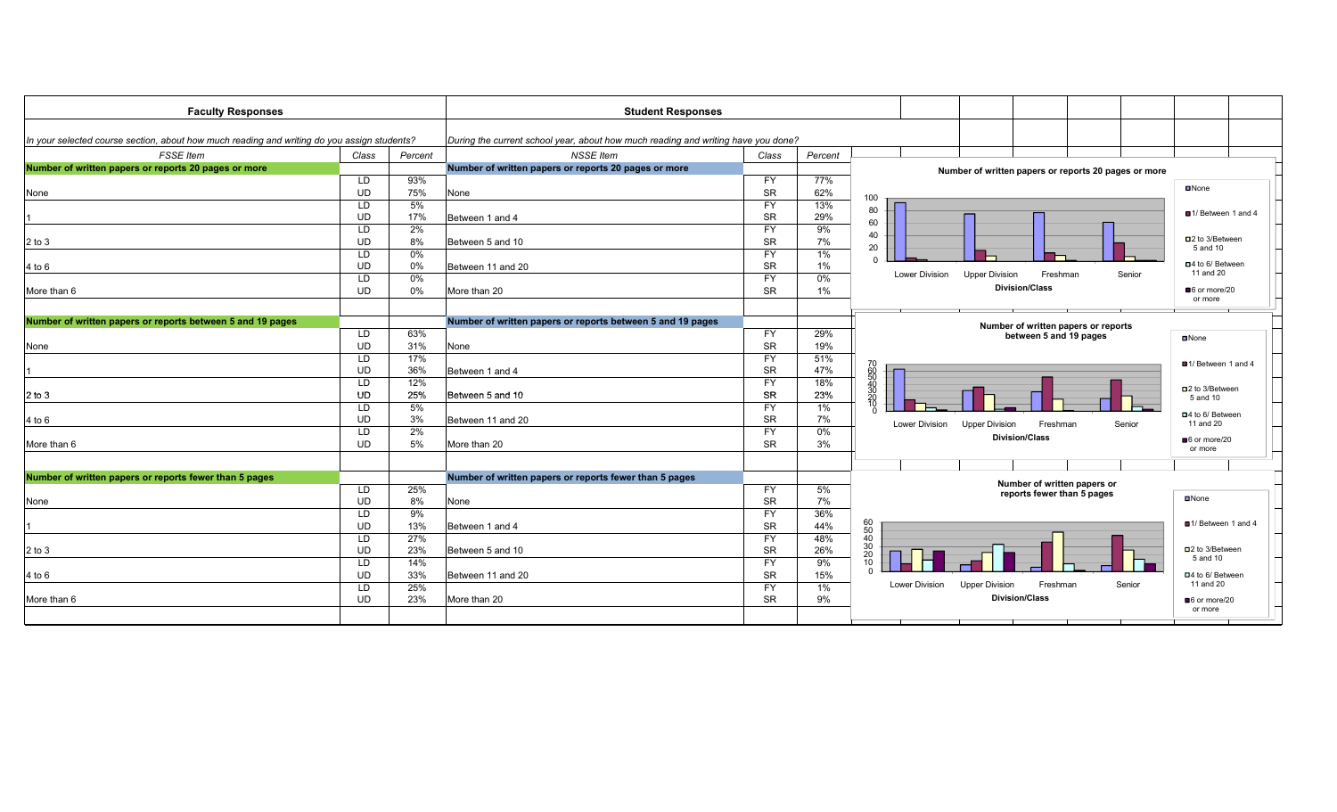| Faculty Responses | | | Student Responses | | |
|---|---|---|---|---|---|
| *In your selected course section, about how much reading and writing do you assign students?* | | | *During the current school year, about how much reading and writing have you done?* | | |
| *FSSE Item* | *Class* | *Percent* | *NSSE Item* | *Class* | *Percent* |
| **Number of written papers or reports 20 pages or more** | | | **Number of written papers or reports 20 pages or more** | | |
| None | LD | 93% | None | FY | 77% |
| | UD | 75% | | SR | 62% |
| 1 | LD | 5% | Between 1 and 4 | FY | 13% |
| | UD | 17% | | SR | 29% |
| 2 to 3 | LD | 2% | Between 5 and 10 | FY | 9% |
| | UD | 8% | | SR | 7% |
| 4 to 6 | LD | 0% | Between 11 and 20 | FY | 1% |
| | UD | 0% | | SR | 1% |
| More than 6 | LD | 0% | More than 20 | FY | 0% |
| | UD | 0% | | SR | 1% |
| **Number of written papers or reports between 5 and 19 pages** | | | **Number of written papers or reports between 5 and 19 pages** | | |
| None | LD | 63% | None | FY | 29% |
| | UD | 31% | | SR | 19% |
| 1 | LD | 17% | Between 1 and 4 | FY | 51% |
| | UD | 36% | | SR | 47% |
| 2 to 3 | LD | 12% | Between 5 and 10 | FY | 18% |
| | UD | 25% | | SR | 23% |
| 4 to 6 | LD | 5% | Between 11 and 20 | FY | 1% |
| | UD | 3% | | SR | 7% |
| More than 6 | LD | 2% | More than 20 | FY | 0% |
| | UD | 5% | | SR | 3% |
| **Number of written papers or reports fewer than 5 pages** | | | **Number of written papers or reports fewer than 5 pages** | | |
| None | LD | 25% | None | FY | 5% |
| | UD | 8% | | SR | 7% |
| 1 | LD | 9% | Between 1 and 4 | FY | 36% |
| | UD | 13% | | SR | 44% |
| 2 to 3 | LD | 27% | Between 5 and 10 | FY | 48% |
| | UD | 23% | | SR | 26% |
| 4 to 6 | LD | 14% | Between 11 and 20 | FY | 9% |
| | UD | 33% | | SR | 15% |
| More than 6 | LD | 25% | More than 20 | FY | 1% |
| | UD | 23% | | SR | 9% |

**Number of written papers or reports 20 pages or more**

Division/Class: Lower Division, Upper Division, Freshman, Senior

Legend: None; 1/ Between 1 and 4; 2 to 3/Between 5 and 10; 4 to 6/ Between 11 and 20; 6 or more/20 or more

**Number of written papers or reports between 5 and 19 pages**

Division/Class: Lower Division, Upper Division, Freshman, Senior

Legend: None; 1/ Between 1 and 4; 2 to 3/Between 5 and 10; 4 to 6/ Between 11 and 20; 6 or more/20 or more

**Number of written papers or reports fewer than 5 pages**

Division/Class: Lower Division, Upper Division, Freshman, Senior

Legend: None; 1/ Between 1 and 4; 2 to 3/Between 5 and 10; 4 to 6/ Between 11 and 20; 6 or more/20 or more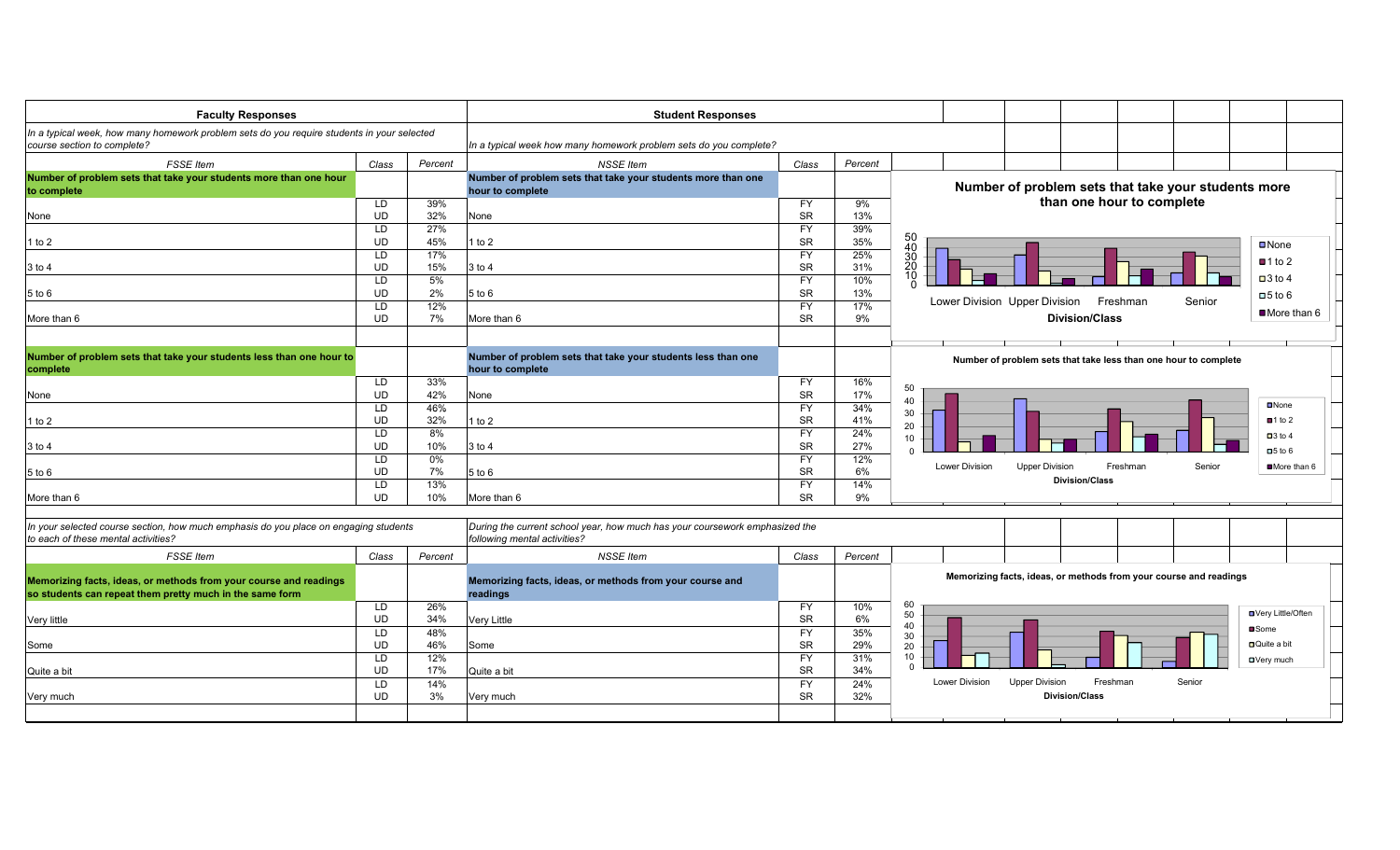| Faculty Responses | | | Student Responses | | |
|---|---|---|---|---|---|
| *In a typical week, how many homework problem sets do you require students in your selected course section to complete?* | | | *In a typical week how many homework problem sets do you complete?* | | |
| *FSSE Item* | *Class* | *Percent* | *NSSE Item* | *Class* | *Percent* |
| **Number of problem sets that take your students more than one hour to complete** | | | **Number of problem sets that take your students more than one hour to complete** | | |
| None | LD | 39% | None | FY | 9% |
| | UD | 32% | | SR | 13% |
| 1 to 2 | LD | 27% | 1 to 2 | FY | 39% |
| | UD | 45% | | SR | 35% |
| 3 to 4 | LD | 17% | 3 to 4 | FY | 25% |
| | UD | 15% | | SR | 31% |
| 5 to 6 | LD | 5% | 5 to 6 | FY | 10% |
| | UD | 2% | | SR | 13% |
| More than 6 | LD | 12% | More than 6 | FY | 17% |
| | UD | 7% | | SR | 9% |
| **Number of problem sets that take your students less than one hour to complete** | | | **Number of problem sets that take your students less than one hour to complete** | | |
| None | LD | 33% | None | FY | 16% |
| | UD | 42% | | SR | 17% |
| 1 to 2 | LD | 46% | 1 to 2 | FY | 34% |
| | UD | 32% | | SR | 41% |
| 3 to 4 | LD | 8% | 3 to 4 | FY | 24% |
| | UD | 10% | | SR | 27% |
| 5 to 6 | LD | 0% | 5 to 6 | FY | 12% |
| | UD | 7% | | SR | 6% |
| More than 6 | LD | 13% | More than 6 | FY | 14% |
| | UD | 10% | | SR | 9% |

**Number of problem sets that take your students more than one hour to complete**

(Chart: Division/Class — Lower Division, Upper Division, Freshman, Senior; Legend: None, 1 to 2, 3 to 4, 5 to 6, More than 6)

**Number of problem sets that take less than one hour to complete**

(Chart: Division/Class — Lower Division, Upper Division, Freshman, Senior; Legend: None, 1 to 2, 3 to 4, 5 to 6, More than 6)

| *In your selected course section, how much emphasis do you place on engaging students to each of these mental activities?* | | | *During the current school year, how much has your coursework emphasized the following mental activities?* | | |
|---|---|---|---|---|---|
| *FSSE Item* | *Class* | *Percent* | *NSSE Item* | *Class* | *Percent* |
| **Memorizing facts, ideas, or methods from your course and readings so students can repeat them pretty much in the same form** | | | **Memorizing facts, ideas, or methods from your course and readings** | | |
| Very little | LD | 26% | Very Little | FY | 10% |
| | UD | 34% | | SR | 6% |
| Some | LD | 48% | Some | FY | 35% |
| | UD | 46% | | SR | 29% |
| Quite a bit | LD | 12% | Quite a bit | FY | 31% |
| | UD | 17% | | SR | 34% |
| Very much | LD | 14% | Very much | FY | 24% |
| | UD | 3% | | SR | 32% |

**Memorizing facts, ideas, or methods from your course and readings**

(Chart: Division/Class — Lower Division, Upper Division, Freshman, Senior; Legend: Very Little/Often, Some, Quite a bit, Very much)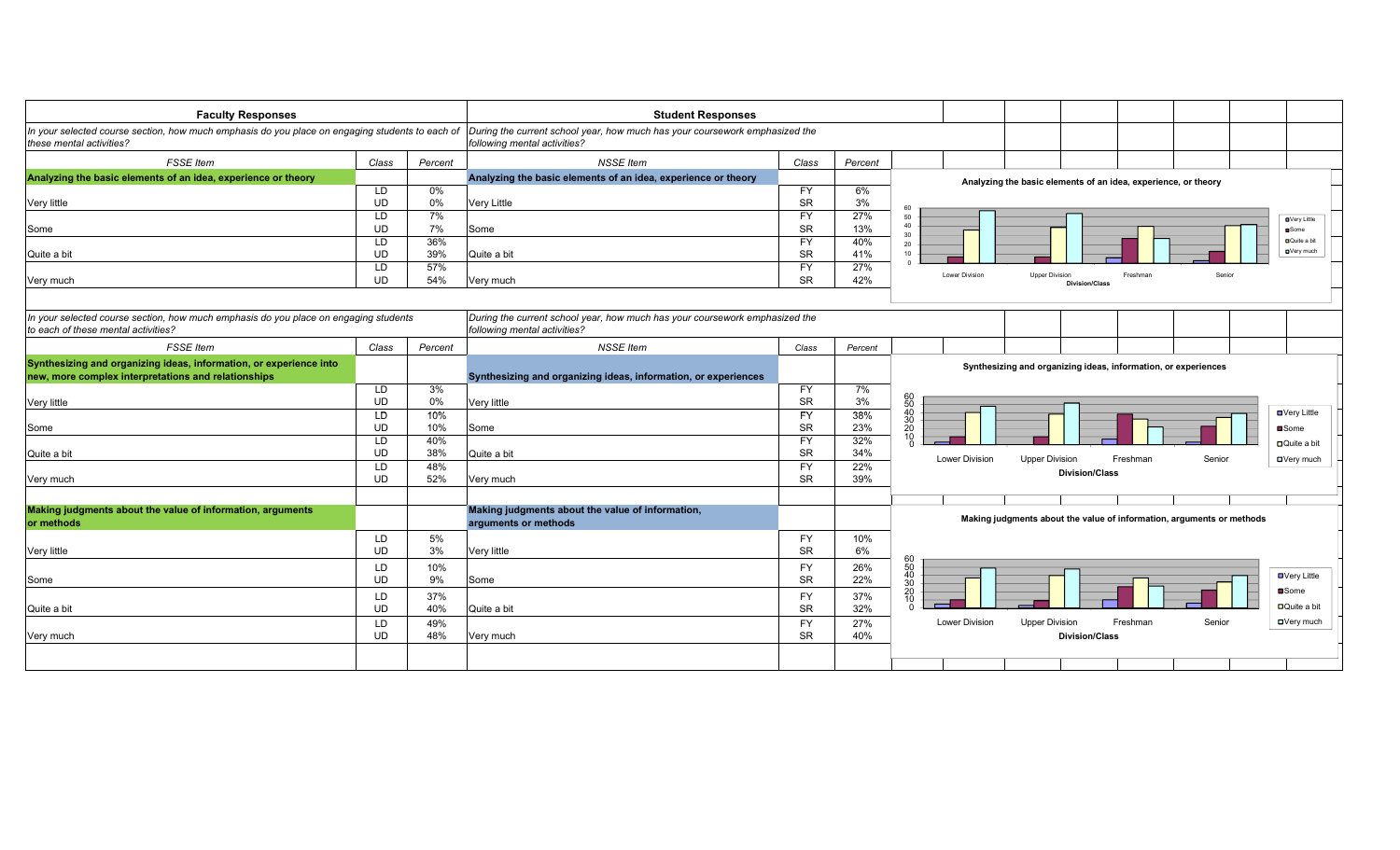| Faculty Responses | | | Student Responses | | |
|---|---|---|---|---|---|
| *In your selected course section, how much emphasis do you place on engaging students to each of these mental activities?* | | | *During the current school year, how much has your coursework emphasized the following mental activities?* | | |
| *FSSE Item* | *Class* | *Percent* | *NSSE Item* | *Class* | *Percent* |
| **Analyzing the basic elements of an idea, experience or theory** | | | **Analyzing the basic elements of an idea, experience or theory** | | |
| Very little | LD | 0% | Very Little | FY | 6% |
| | UD | 0% | | SR | 3% |
| Some | LD | 7% | Some | FY | 27% |
| | UD | 7% | | SR | 13% |
| Quite a bit | LD | 36% | Quite a bit | FY | 40% |
| | UD | 39% | | SR | 41% |
| Very much | LD | 57% | Very much | FY | 27% |
| | UD | 54% | | SR | 42% |

Analyzing the basic elements of an idea, experience, or theory

| *In your selected course section, how much emphasis do you place on engaging students to each of these mental activities?* | | | *During the current school year, how much has your coursework emphasized the following mental activities?* | | |
|---|---|---|---|---|---|
| *FSSE Item* | *Class* | *Percent* | *NSSE Item* | *Class* | *Percent* |
| **Synthesizing and organizing ideas, information, or experience into new, more complex interpretations and relationships** | | | **Synthesizing and organizing ideas, information, or experiences** | | |
| Very little | LD | 3% | Very little | FY | 7% |
| | UD | 0% | | SR | 3% |
| Some | LD | 10% | Some | FY | 38% |
| | UD | 10% | | SR | 23% |
| Quite a bit | LD | 40% | Quite a bit | FY | 32% |
| | UD | 38% | | SR | 34% |
| Very much | LD | 48% | Very much | FY | 22% |
| | UD | 52% | | SR | 39% |
| **Making judgments about the value of information, arguments or methods** | | | **Making judgments about the value of information, arguments or methods** | | |
| Very little | LD | 5% | Very little | FY | 10% |
| | UD | 3% | | SR | 6% |
| Some | LD | 10% | Some | FY | 26% |
| | UD | 9% | | SR | 22% |
| Quite a bit | LD | 37% | Quite a bit | FY | 37% |
| | UD | 40% | | SR | 32% |
| Very much | LD | 49% | Very much | FY | 27% |
| | UD | 48% | | SR | 40% |

Synthesizing and organizing ideas, information, or experiences

Making judgments about the value of information, arguments or methods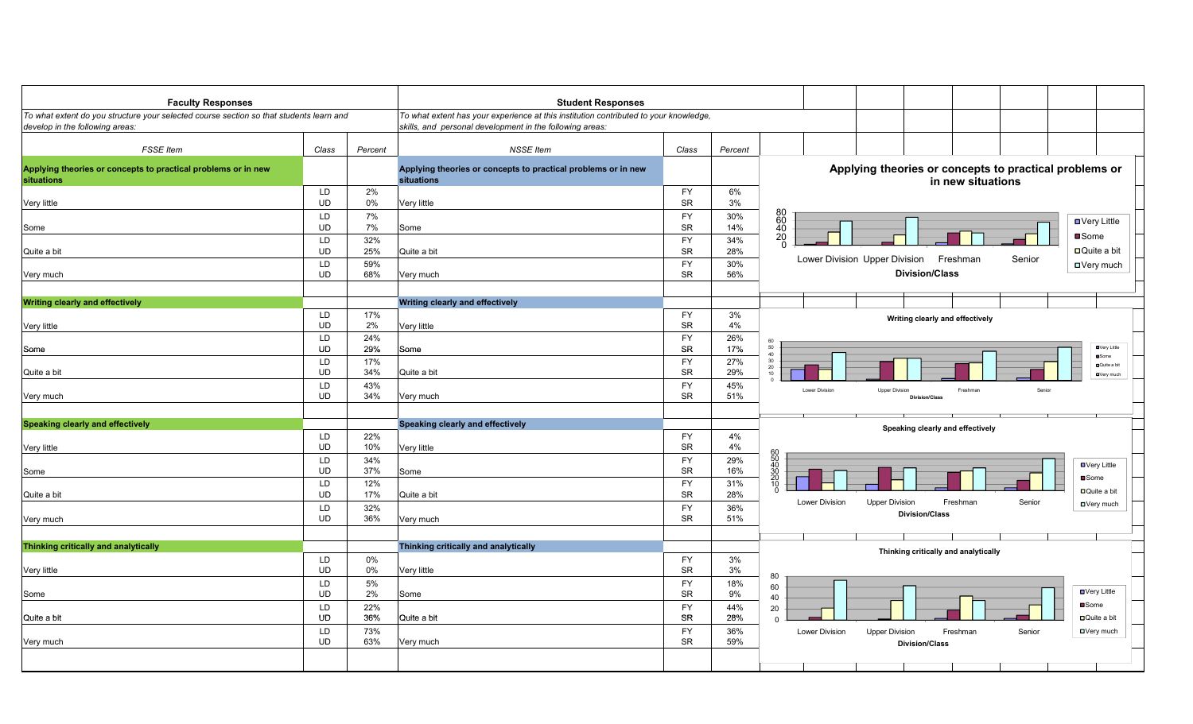| **Faculty Responses** | | | **Student Responses** | | |
|---|---|---|---|---|---|
| *To what extent do you structure your selected course section so that students learn and develop in the following areas:* | | | *To what extent has your experience at this institution contributed to your knowledge, skills, and personal development in the following areas:* | | |
| *FSSE Item* | *Class* | *Percent* | *NSSE Item* | *Class* | *Percent* |
| **Applying theories or concepts to practical problems or in new situations** | | | **Applying theories or concepts to practical problems or in new situations** | | |
| Very little | LD<br>UD | 2%<br>0% | Very little | FY<br>SR | 6%<br>3% |
| Some | LD<br>UD | 7%<br>7% | Some | FY<br>SR | 30%<br>14% |
| Quite a bit | LD<br>UD | 32%<br>25% | Quite a bit | FY<br>SR | 34%<br>28% |
| Very much | LD<br>UD | 59%<br>68% | Very much | FY<br>SR | 30%<br>56% |
| **Writing clearly and effectively** | | | **Writing clearly and effectively** | | |
| Very little | LD<br>UD | 17%<br>2% | Very little | FY<br>SR | 3%<br>4% |
| Some | LD<br>UD | 24%<br>29% | Some | FY<br>SR | 26%<br>17% |
| Quite a bit | LD<br>UD | 17%<br>34% | Quite a bit | FY<br>SR | 27%<br>29% |
| Very much | LD<br>UD | 43%<br>34% | Very much | FY<br>SR | 45%<br>51% |
| **Speaking clearly and effectively** | | | **Speaking clearly and effectively** | | |
| Very little | LD<br>UD | 22%<br>10% | Very little | FY<br>SR | 4%<br>4% |
| Some | LD<br>UD | 34%<br>37% | Some | FY<br>SR | 29%<br>16% |
| Quite a bit | LD<br>UD | 12%<br>17% | Quite a bit | FY<br>SR | 31%<br>28% |
| Very much | LD<br>UD | 32%<br>36% | Very much | FY<br>SR | 36%<br>51% |
| **Thinking critically and analytically** | | | **Thinking critically and analytically** | | |
| Very little | LD<br>UD | 0%<br>0% | Very little | FY<br>SR | 3%<br>3% |
| Some | LD<br>UD | 5%<br>2% | Some | FY<br>SR | 18%<br>9% |
| Quite a bit | LD<br>UD | 22%<br>36% | Quite a bit | FY<br>SR | 44%<br>28% |
| Very much | LD<br>UD | 73%<br>63% | Very much | FY<br>SR | 36%<br>59% |

**Applying theories or concepts to practical problems or in new situations**

Division/Class: Lower Division, Upper Division, Freshman, Senior — Very Little, Some, Quite a bit, Very much

**Writing clearly and effectively**

Division/Class: Lower Division, Upper Division, Freshman, Senior — Very Little, Some, Quite a bit, Very much

**Speaking clearly and effectively**

Division/Class: Lower Division, Upper Division, Freshman, Senior — Very Little, Some, Quite a bit, Very much

**Thinking critically and analytically**

Division/Class: Lower Division, Upper Division, Freshman, Senior — Very Little, Some, Quite a bit, Very much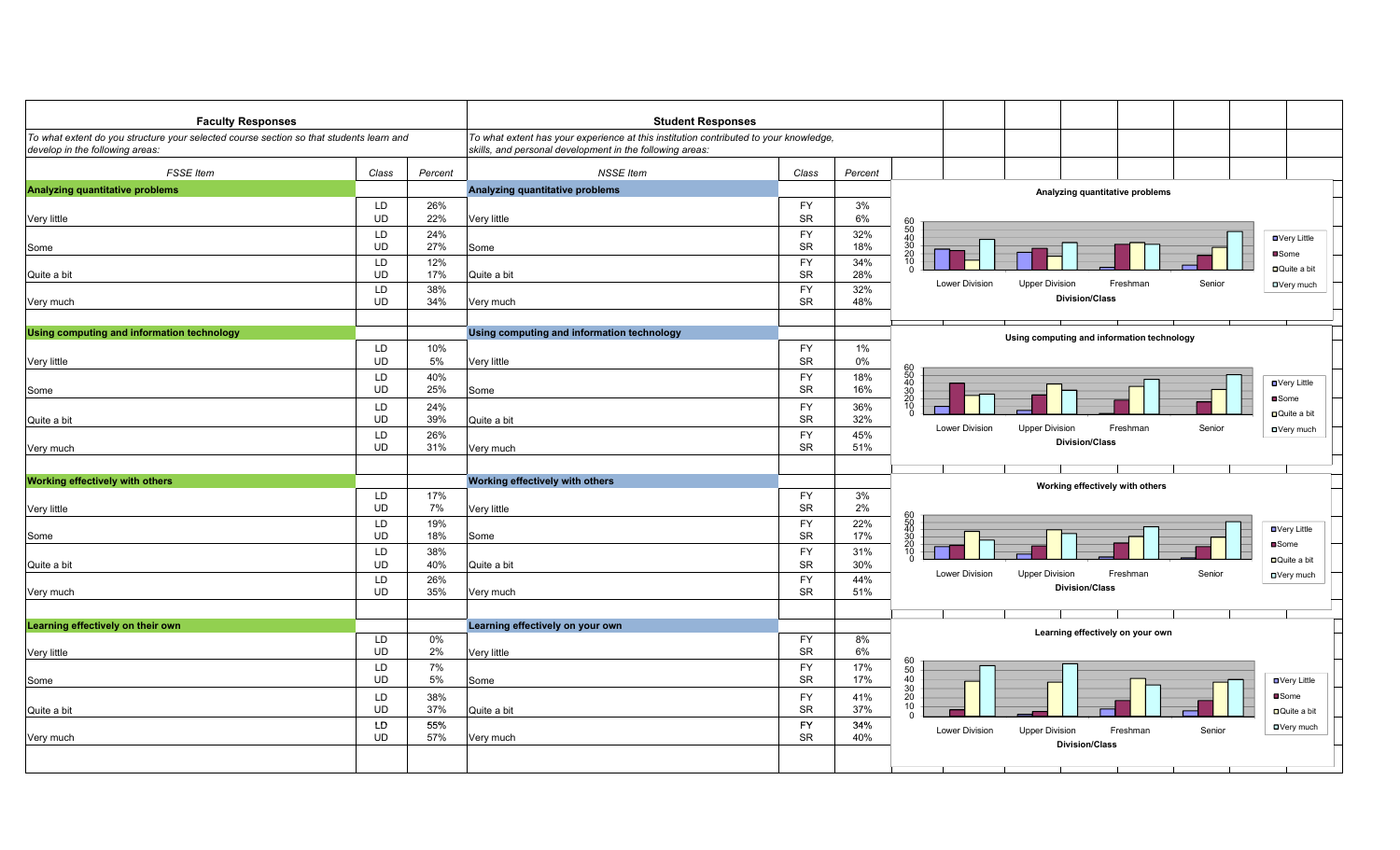| **Faculty Responses** | | | **Student Responses** | | |
|---|---|---|---|---|---|
| *To what extent do you structure your selected course section so that students learn and develop in the following areas:* | | | *To what extent has your experience at this institution contributed to your knowledge, skills, and personal development in the following areas:* | | |
| *FSSE Item* | *Class* | *Percent* | *NSSE Item* | *Class* | *Percent* |
| **Analyzing quantitative problems** | | | **Analyzing quantitative problems** | | |
| Very little | LD<br>UD | 26%<br>22% | Very little | FY<br>SR | 3%<br>6% |
| Some | LD<br>UD | 24%<br>27% | Some | FY<br>SR | 32%<br>18% |
| Quite a bit | LD<br>UD | 12%<br>17% | Quite a bit | FY<br>SR | 34%<br>28% |
| Very much | LD<br>UD | 38%<br>34% | Very much | FY<br>SR | 32%<br>48% |
| **Using computing and information technology** | | | **Using computing and information technology** | | |
| Very little | LD<br>UD | 10%<br>5% | Very little | FY<br>SR | 1%<br>0% |
| Some | LD<br>UD | 40%<br>25% | Some | FY<br>SR | 18%<br>16% |
| Quite a bit | LD<br>UD | 24%<br>39% | Quite a bit | FY<br>SR | 36%<br>32% |
| Very much | LD<br>UD | 26%<br>31% | Very much | FY<br>SR | 45%<br>51% |
| **Working effectively with others** | | | **Working effectively with others** | | |
| Very little | LD<br>UD | 17%<br>7% | Very little | FY<br>SR | 3%<br>2% |
| Some | LD<br>UD | 19%<br>18% | Some | FY<br>SR | 22%<br>17% |
| Quite a bit | LD<br>UD | 38%<br>40% | Quite a bit | FY<br>SR | 31%<br>30% |
| Very much | LD<br>UD | 26%<br>35% | Very much | FY<br>SR | 44%<br>51% |
| **Learning effectively on their own** | | | **Learning effectively on your own** | | |
| Very little | LD<br>UD | 0%<br>2% | Very little | FY<br>SR | 8%<br>6% |
| Some | LD<br>UD | 7%<br>5% | Some | FY<br>SR | 17%<br>17% |
| Quite a bit | LD<br>UD | 38%<br>37% | Quite a bit | FY<br>SR | 41%<br>37% |
| Very much | LD<br>UD | 55%<br>57% | Very much | FY<br>SR | 34%<br>40% |

Analyzing quantitative problems

Division/Class: Lower Division, Upper Division, Freshman, Senior — Very Little, Some, Quite a bit, Very much

Using computing and information technology

Division/Class: Lower Division, Upper Division, Freshman, Senior — Very Little, Some, Quite a bit, Very much

Working effectively with others

Division/Class: Lower Division, Upper Division, Freshman, Senior — Very Little, Some, Quite a bit, Very much

Learning effectively on your own

Division/Class: Lower Division, Upper Division, Freshman, Senior — Very Little, Some, Quite a bit, Very much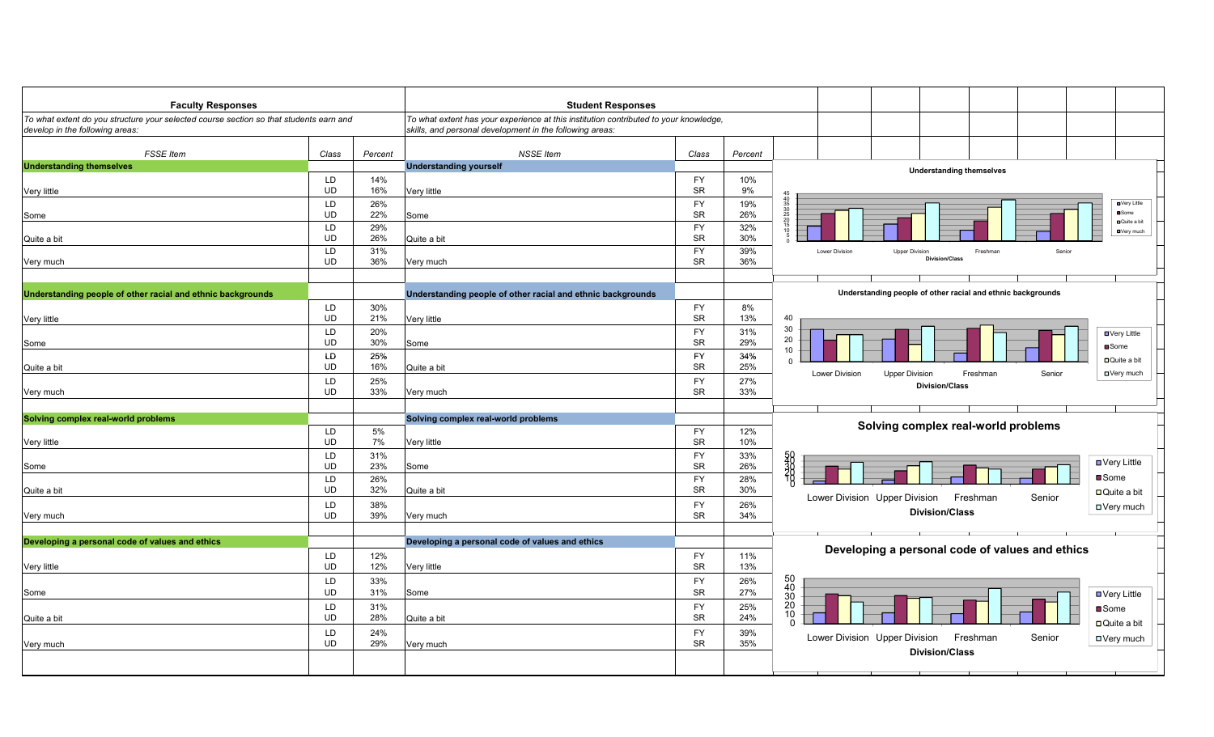| **Faculty Responses** | | | **Student Responses** | | |
|---|---|---|---|---|---|
| *To what extent do you structure your selected course section so that students earn and develop in the following areas:* | | | *To what extent has your experience at this institution contributed to your knowledge, skills, and personal development in the following areas:* | | |
| *FSSE Item* | *Class* | *Percent* | *NSSE Item* | *Class* | *Percent* |
| **Understanding themselves** | | | **Understanding yourself** | | |
| Very little | LD<br>UD | 14%<br>16% | Very little | FY<br>SR | 10%<br>9% |
| Some | LD<br>UD | 26%<br>22% | Some | FY<br>SR | 19%<br>26% |
| Quite a bit | LD<br>UD | 29%<br>26% | Quite a bit | FY<br>SR | 32%<br>30% |
| Very much | LD<br>UD | 31%<br>36% | Very much | FY<br>SR | 39%<br>36% |
| **Understanding people of other racial and ethnic backgrounds** | | | **Understanding people of other racial and ethnic backgrounds** | | |
| Very little | LD<br>UD | 30%<br>21% | Very little | FY<br>SR | 8%<br>13% |
| Some | LD<br>UD | 20%<br>30% | Some | FY<br>SR | 31%<br>29% |
| Quite a bit | LD<br>UD | 25%<br>16% | Quite a bit | FY<br>SR | 34%<br>25% |
| Very much | LD<br>UD | 25%<br>33% | Very much | FY<br>SR | 27%<br>33% |
| **Solving complex real-world problems** | | | **Solving complex real-world problems** | | |
| Very little | LD<br>UD | 5%<br>7% | Very little | FY<br>SR | 12%<br>10% |
| Some | LD<br>UD | 31%<br>23% | Some | FY<br>SR | 33%<br>26% |
| Quite a bit | LD<br>UD | 26%<br>32% | Quite a bit | FY<br>SR | 28%<br>30% |
| Very much | LD<br>UD | 38%<br>39% | Very much | FY<br>SR | 26%<br>34% |
| **Developing a personal code of values and ethics** | | | **Developing a personal code of values and ethics** | | |
| Very little | LD<br>UD | 12%<br>12% | Very little | FY<br>SR | 11%<br>13% |
| Some | LD<br>UD | 33%<br>31% | Some | FY<br>SR | 26%<br>27% |
| Quite a bit | LD<br>UD | 31%<br>28% | Quite a bit | FY<br>SR | 25%<br>24% |
| Very much | LD<br>UD | 24%<br>29% | Very much | FY<br>SR | 39%<br>35% |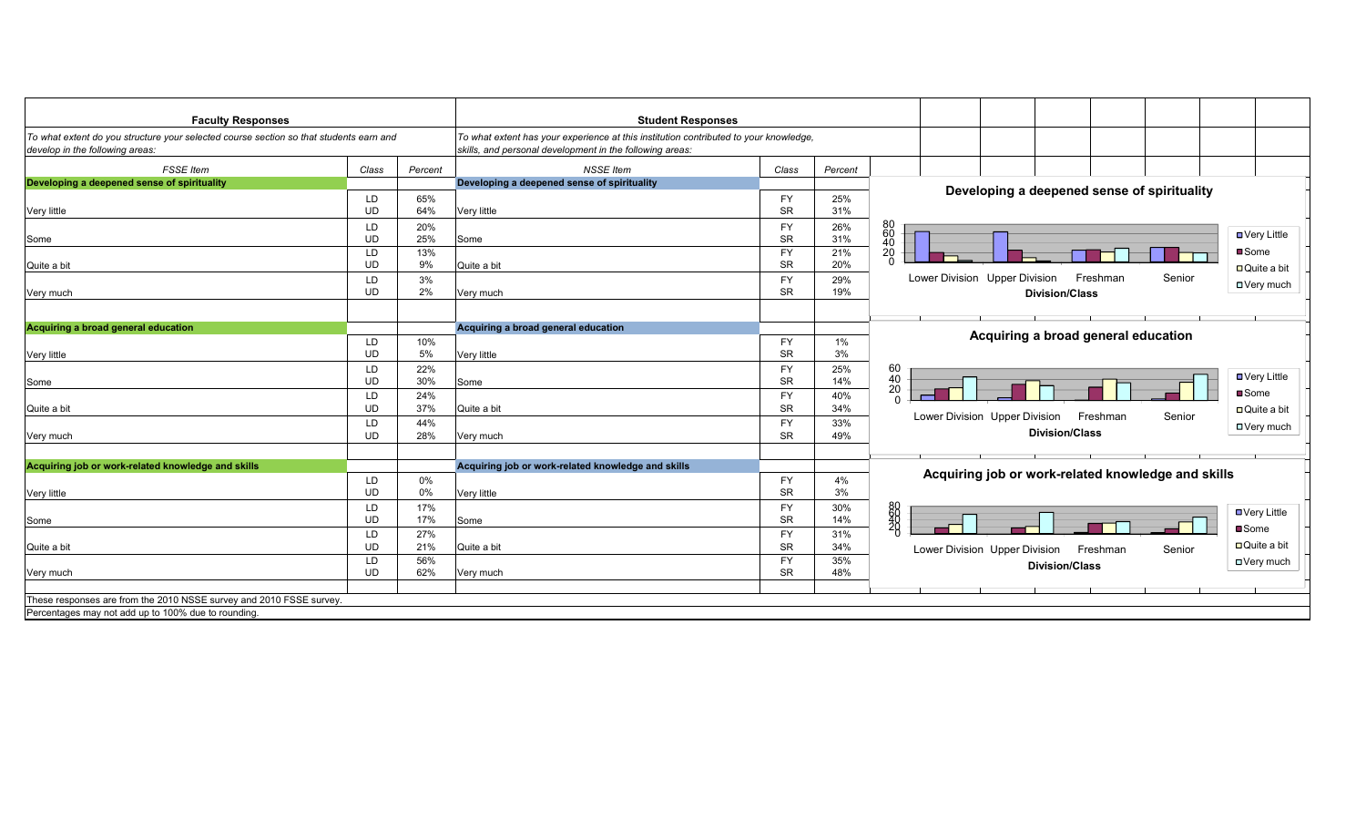| Faculty Responses | | | Student Responses | | |
|---|---|---|---|---|---|
| *To what extent do you structure your selected course section so that students earn and develop in the following areas:* | | | *To what extent has your experience at this institution contributed to your knowledge, skills, and personal development in the following areas:* | | |
| *FSSE Item* | *Class* | *Percent* | *NSSE Item* | *Class* | *Percent* |
| **Developing a deepened sense of spirituality** | | | **Developing a deepened sense of spirituality** | | |
| Very little | LD<br>UD | 65%<br>64% | Very little | FY<br>SR | 25%<br>31% |
| Some | LD<br>UD | 20%<br>25% | Some | FY<br>SR | 26%<br>31% |
| Quite a bit | LD<br>UD | 13%<br>9% | Quite a bit | FY<br>SR | 21%<br>20% |
| Very much | LD<br>UD | 3%<br>2% | Very much | FY<br>SR | 29%<br>19% |
| **Acquiring a broad general education** | | | **Acquiring a broad general education** | | |
| Very little | LD<br>UD | 10%<br>5% | Very little | FY<br>SR | 1%<br>3% |
| Some | LD<br>UD | 22%<br>30% | Some | FY<br>SR | 25%<br>14% |
| Quite a bit | LD<br>UD | 24%<br>37% | Quite a bit | FY<br>SR | 40%<br>34% |
| Very much | LD<br>UD | 44%<br>28% | Very much | FY<br>SR | 33%<br>49% |
| **Acquiring job or work-related knowledge and skills** | | | **Acquiring job or work-related knowledge and skills** | | |
| Very little | LD<br>UD | 0%<br>0% | Very little | FY<br>SR | 4%<br>3% |
| Some | LD<br>UD | 17%<br>17% | Some | FY<br>SR | 30%<br>14% |
| Quite a bit | LD<br>UD | 27%<br>21% | Quite a bit | FY<br>SR | 31%<br>34% |
| Very much | LD<br>UD | 56%<br>62% | Very much | FY<br>SR | 35%<br>48% |

These responses are from the 2010 NSSE survey and 2010 FSSE survey.
Percentages may not add up to 100% due to rounding.

**Developing a deepened sense of spirituality**

80
60
40
20
0

Lower Division Upper Division Freshman Senior

Division/Class

Very Little
Some
Quite a bit
Very much

**Acquiring a broad general education**

60
40
20
0

Lower Division Upper Division Freshman Senior

Division/Class

Very Little
Some
Quite a bit
Very much

**Acquiring job or work-related knowledge and skills**

80
60
40
20
0

Lower Division Upper Division Freshman Senior

Division/Class

Very Little
Some
Quite a bit
Very much